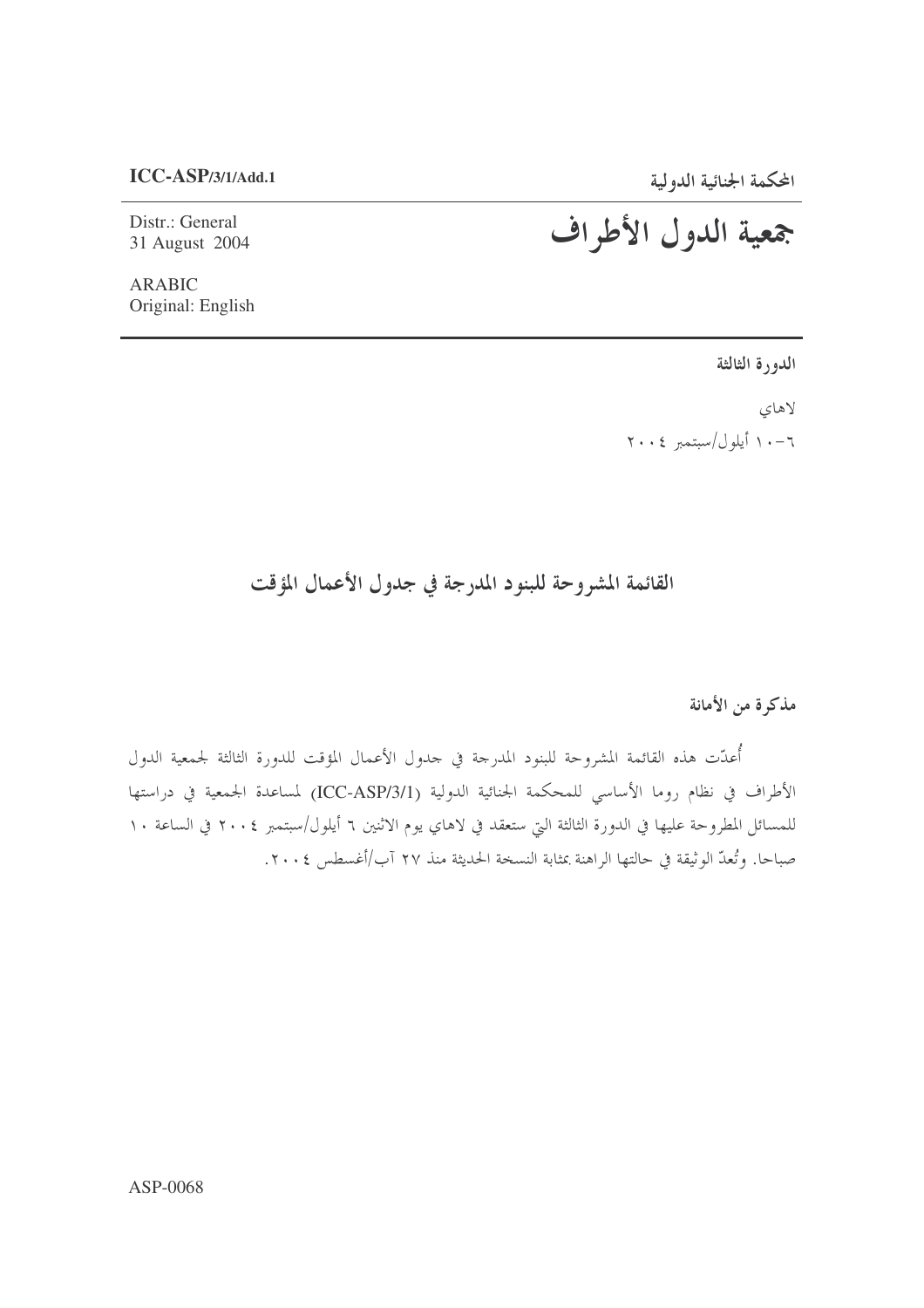ICC-ASP/3/1/Add.1

المحكمة الجنائية الدولية

Distr.: General
31 August 2004

# جمعية الدول الأطراف

ARABIC
Original: English

**الدورة الثالثة**

لاهاي

٦-١٠ أيلول/سبتمبر ٢٠٠٤

## القائمة المشروحة للبنود المدرجة في جدول الأعمال المؤقت

**مذكرة من الأمانة**

أُعدّت هذه القائمة المشروحة للبنود المدرجة في جدول الأعمال المؤقت للدورة الثالثة لجمعية الدول الأطراف في نظام روما الأساسي للمحكمة الجنائية الدولية (ICC-ASP/3/1) لمساعدة الجمعية في دراستها للمسائل المطروحة عليها في الدورة الثالثة التي ستعقد في لاهاي يوم الاثنين ٦ أيلول/سبتمبر ٢٠٠٤ في الساعة ١٠ صباحا. وتُعدّ الوثيقة في حالتها الراهنة بمثابة النسخة الحديثة منذ ٢٧ آب/أغسطس ٢٠٠٤.

ASP-0068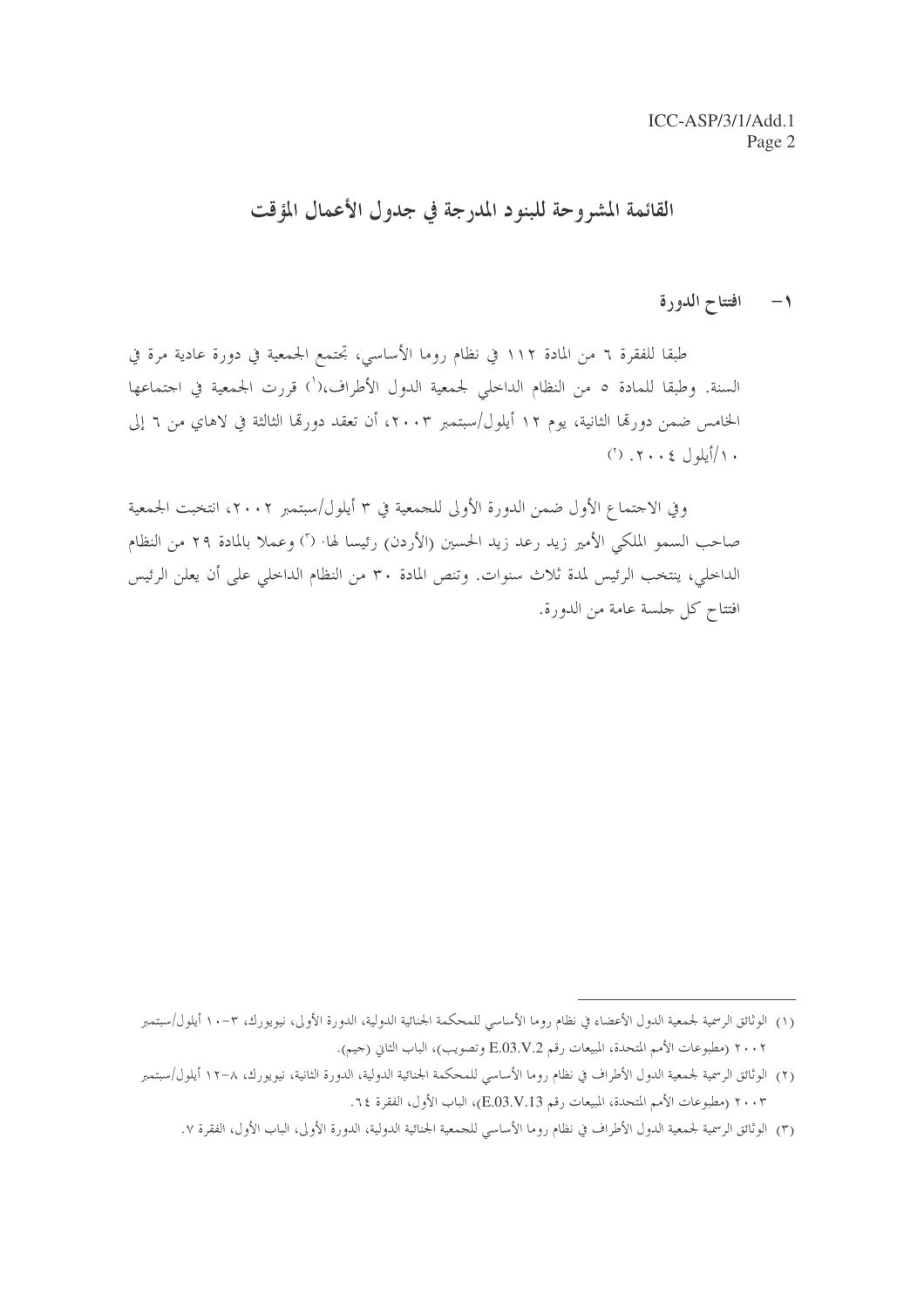# القائمة المشروحة للبنود المدرجة في جدول الأعمال المؤقت

## ١ – افتتاح الدورة

طبقا للفقرة ٦ من المادة ١١٢ في نظام روما الأساسي، تجتمع الجمعية في دورة عادية مرة في السنة. وطبقا للمادة ٥ من النظام الداخلي لجمعية الدول الأطراف،[١] قررت الجمعية في اجتماعها الخامس ضمن دورتها الثانية، يوم ١٢ أيلول/سبتمبر ٢٠٠٣، أن تعقد دورتها الثالثة في لاهاي من ٦ إلى ١٠/أيلول ٢٠٠٤. [٢]

وفي الاجتماع الأول ضمن الدورة الأولى للجمعية في ٣ أيلول/سبتمبر ٢٠٠٢، انتخبت الجمعية صاحب السمو الملكي الأمير زيد رعد زيد الحسين (الأردن) رئيسا لها. [٣] وعملا بالمادة ٢٩ من النظام الداخلي، ينتخب الرئيس لمدة ثلاث سنوات. وتنص المادة ٣٠ من النظام الداخلي على أن يعلن الرئيس افتتاح كل جلسة عامة من الدورة.

---

(١) الوثائق الرسمية لجمعية الدول الأعضاء في نظام روما الأساسي للمحكمة الجنائية الدولية، الدورة الأولى، نيويورك، ٣-١٠ أيلول/سبتمبر ٢٠٠٢ (مطبوعات الأمم المتحدة، المبيعات رقم E.03.V.2 وتصويب)، الباب الثاني (جيم).

(٢) الوثائق الرسمية لجمعية الدول الأطراف في نظام روما الأساسي للمحكمة الجنائية الدولية، الدورة الثانية، نيويورك، ٨-١٢ أيلول/سبتمبر ٢٠٠٣ (مطبوعات الأمم المتحدة، المبيعات رقم E.03.V.13)، الباب الأول، الفقرة ٦٤.

(٣) الوثائق الرسمية لجمعية الدول الأطراف في نظام روما الأساسي للجمعية الجنائية الدولية، الدورة الأولى، الباب الأول، الفقرة ٧.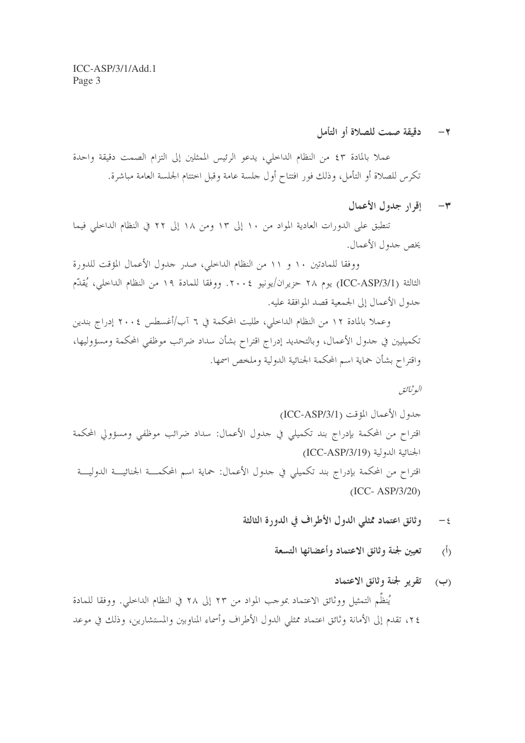### ٢- دقيقة صمت للصلاة أو التأمل

عملا بالمادة ٤٣ من النظام الداخلي، يدعو الرئيس الممثلين إلى التزام الصمت دقيقة واحدة تكرس للصلاة أو التأمل، وذلك فور افتتاح أول جلسة عامة وقبل اختتام الجلسة العامة مباشرة.

### ٣- إقرار جدول الأعمال

تنطبق على الدورات العادية المواد من ١٠ إلى ١٣ ومن ١٨ إلى ٢٢ في النظام الداخلي فيما يخص جدول الأعمال.

ووفقا للمادتين ١٠ و ١١ من النظام الداخلي، صدر جدول الأعمال المؤقت للدورة الثالثة (ICC-ASP/3/1) يوم ٢٨ حزيران/يونيو ٢٠٠٤. ووفقا للمادة ١٩ من النظام الداخلي، يُقدّم جدول الأعمال إلى الجمعية قصد الموافقة عليه.

وعملا بالمادة ١٢ من النظام الداخلي، طلبت المحكمة في ٦ آب/أغسطس ٢٠٠٤ إدراج بندين تكميليين في جدول الأعمال، وبالتحديد إدراج اقتراح بشأن سداد ضرائب موظفي المحكمة ومسؤوليها، واقتراح بشأن حماية اسم المحكمة الجنائية الدولية وملخص اسمها.

*الوثائق*

جدول الأعمال المؤقت (ICC-ASP/3/1)

اقتراح من المحكمة بإدراج بند تكميلي في جدول الأعمال: سداد ضرائب موظفي ومسؤولي المحكمة الجنائية الدولية (ICC-ASP/3/19)

اقتراح من المحكمة بإدراج بند تكميلي في جدول الأعمال: حماية اسم المحكمة الجنائية الدولية (ICC- ASP/3/20)

### ٤- وثائق اعتماد ممثلي الدول الأطراف في الدورة الثالثة

#### (أ) تعيين لجنة وثائق الاعتماد وأعضائها التسعة

#### (ب) تقرير لجنة وثائق الاعتماد

يُنظَّم التمثيل ووثائق الاعتماد بموجب المواد من ٢٣ إلى ٢٨ في النظام الداخلي. ووفقا للمادة ٢٤، تقدم إلى الأمانة وثائق اعتماد ممثلي الدول الأطراف وأسماء المناوبين والمستشارين، وذلك في موعد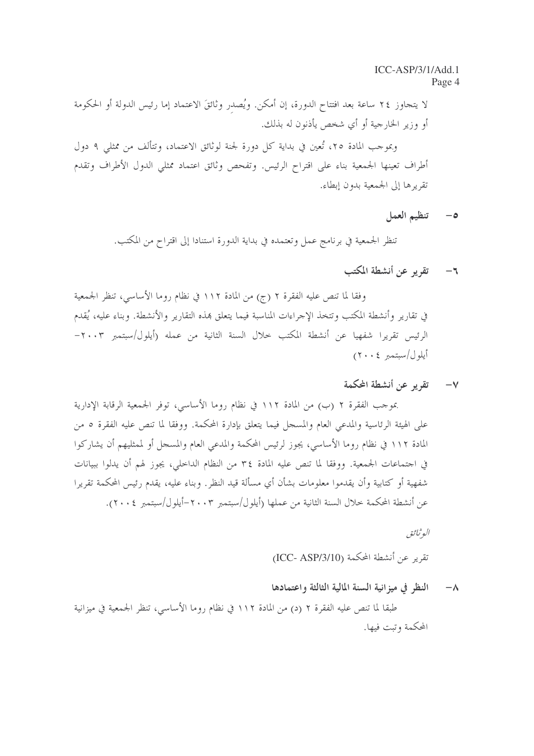لا يتجاوز ٢٤ ساعة بعد افتتاح الدورة، إن أمكن. ويُصدِر وثائقَ الاعتماد إما رئيس الدولة أو الحكومة أو وزير الخارجية أو أي شخص يأذنون له بذلك.

وبموجب المادة ٢٥، تُعين في بداية كل دورة لجنة لوثائق الاعتماد، وتتألف من ممثلي ٩ دول أطراف تعينها الجمعية بناء على اقتراح الرئيس. وتفحص وثائق اعتماد ممثلي الدول الأطراف وتقدم تقريرها إلى الجمعية بدون إبطاء.

## ٥- تنظيم العمل

تنظر الجمعية في برنامج عمل وتعتمده في بداية الدورة استنادا إلى اقتراح من المكتب.

## ٦- تقرير عن أنشطة المكتب

وفقا لما تنص عليه الفقرة ٢ (ج) من المادة ١١٢ في نظام روما الأساسي، تنظر الجمعية في تقارير وأنشطة المكتب وتتخذ الإجراءات المناسبة فيما يتعلق بهذه التقارير والأنشطة. وبناء عليه، يُقدم الرئيس تقريرا شفهيا عن أنشطة المكتب خلال السنة الثانية من عمله (أيلول/سبتمبر ٢٠٠٣- أيلول/سبتمبر ٢٠٠٤)

## ٧- تقرير عن أنشطة المحكمة

بموجب الفقرة ٢ (ب) من المادة ١١٢ في نظام روما الأساسي، توفر الجمعية الرقابة الإدارية على الهيئة الرئاسية والمدعي العام والمسجل فيما يتعلق بإدارة المحكمة. ووفقا لما تنص عليه الفقرة ٥ من المادة ١١٢ في نظام روما الأساسي، يجوز لرئيس المحكمة والمدعي العام والمسجل أو لممثليهم أن يشاركوا في اجتماعات الجمعية. ووفقا لما تنص عليه المادة ٣٤ من النظام الداخلي، يجوز لهم أن يدلوا ببيانات شفهية أو كتابية وأن يقدموا معلومات بشأن أي مسألة قيد النظر. وبناء عليه، يقدم رئيس المحكمة تقريرا عن أنشطة المحكمة خلال السنة الثانية من عملها (أيلول/سبتمبر ٢٠٠٣-أيلول/سبتمبر ٢٠٠٤).

*الوثائق*

تقرير عن أنشطة المحكمة (ICC- ASP/3/10)

## ٨- النظر في ميزانية السنة المالية الثالثة واعتمادها

طبقا لما تنص عليه الفقرة ٢ (د) من المادة ١١٢ في نظام روما الأساسي، تنظر الجمعية في ميزانية المحكمة وتبت فيها.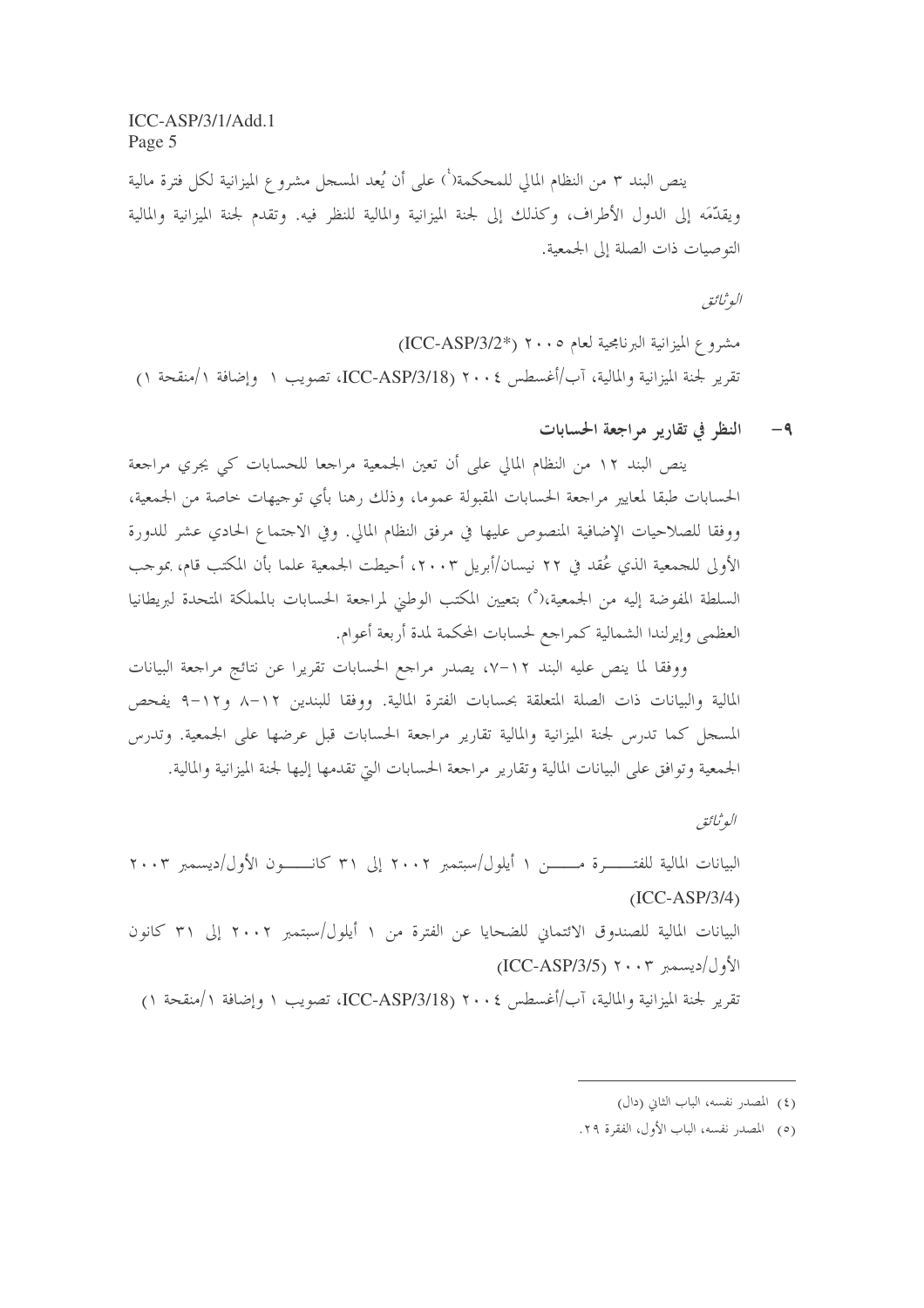ينص البند ٣ من النظام المالي للمحكمة[٤] على أن يُعد المسجل مشروع الميزانية لكل فترة مالية ويقدّمَه إلى الدول الأطراف، وكذلك إلى لجنة الميزانية والمالية للنظر فيه. وتقدم لجنة الميزانية والمالية التوصيات ذات الصلة إلى الجمعية.

*الوثائق*

مشروع الميزانية البرنامجية لعام ٢٠٠٥ (ICC-ASP/3/2*)

تقرير لجنة الميزانية والمالية، آب/أغسطس ٢٠٠٤ (ICC-ASP/3/18، تصويب ١ وإضافة ١/منقحة ١)

## ٩- النظر في تقارير مراجعة الحسابات

ينص البند ١٢ من النظام المالي على أن تعين الجمعية مراجعا للحسابات كي يجري مراجعة الحسابات طبقا لمعايير مراجعة الحسابات المقبولة عموما، وذلك رهنا بأي توجيهات خاصة من الجمعية، ووفقا للصلاحيات الإضافية المنصوص عليها في مرفق النظام المالي. وفي الاجتماع الحادي عشر للدورة الأولى للجمعية الذي عُقد في ٢٢ نيسان/أبريل ٢٠٠٣، أحيطت الجمعية علما بأن المكتب قام، بموجب السلطة المفوضة إليه من الجمعية،[٥] بتعيين المكتب الوطني لمراجعة الحسابات بالمملكة المتحدة لبريطانيا العظمى وإيرلندا الشمالية كمراجع لحسابات المحكمة لمدة أربعة أعوام.

ووفقا لما ينص عليه البند ١٢-٧، يصدر مراجع الحسابات تقريرا عن نتائج مراجعة البيانات المالية والبيانات ذات الصلة المتعلقة بحسابات الفترة المالية. ووفقا للبندين ١٢-٨ و١٢-٩ يفحص المسجل كما تدرس لجنة الميزانية والمالية تقارير مراجعة الحسابات قبل عرضها على الجمعية. وتدرس الجمعية وتوافق على البيانات المالية وتقارير مراجعة الحسابات التي تقدمها إليها لجنة الميزانية والمالية.

*الوثائق*

البيانات المالية للفترة من ١ أيلول/سبتمبر ٢٠٠٢ إلى ٣١ كانون الأول/ديسمبر ٢٠٠٣ (ICC-ASP/3/4)

البيانات المالية للصندوق الائتماني للضحايا عن الفترة من ١ أيلول/سبتمبر ٢٠٠٢ إلى ٣١ كانون الأول/ديسمبر ٢٠٠٣ (ICC-ASP/3/5)

تقرير لجنة الميزانية والمالية، آب/أغسطس ٢٠٠٤ (ICC-ASP/3/18، تصويب ١ وإضافة ١/منقحة ١)

---

(٤) المصدر نفسه، الباب الثاني (دال)

(٥) المصدر نفسه، الباب الأول، الفقرة ٢٩.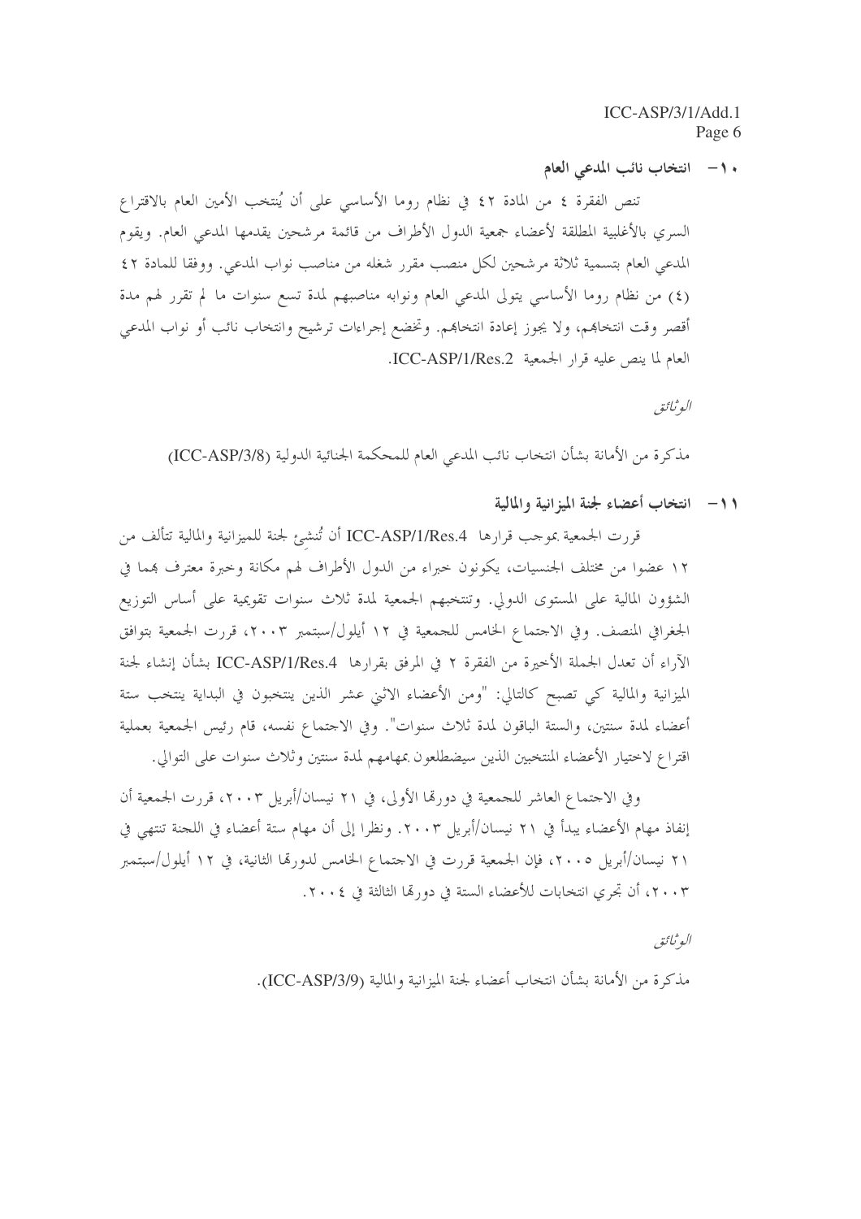### ١٠- انتخاب نائب المدعي العام

تنص الفقرة ٤ من المادة ٤٢ في نظام روما الأساسي على أن يُنتخب الأمين العام بالاقتراع السري بالأغلبية المطلقة لأعضاء جمعية الدول الأطراف من قائمة مرشحين يقدمها المدعي العام. ويقوم المدعي العام بتسمية ثلاثة مرشحين لكل منصب مقرر شغله من مناصب نواب المدعي. ووفقا للمادة ٤٢ (٤) من نظام روما الأساسي يتولى المدعي العام ونوابه مناصبهم لمدة تسع سنوات ما لم تقرر لهم مدة أقصر وقت انتخابهم، ولا يجوز إعادة انتخابهم. وتخضع إجراءات ترشيح وانتخاب نائب أو نواب المدعي العام لما ينص عليه قرار الجمعية ICC-ASP/1/Res.2.

*الوثائق*

مذكرة من الأمانة بشأن انتخاب نائب المدعي العام للمحكمة الجنائية الدولية (ICC-ASP/3/8)

### ١١- انتخاب أعضاء لجنة الميزانية والمالية

قررت الجمعية بموجب قرارها ICC-ASP/1/Res.4 أن تُنشئ لجنة للميزانية والمالية تتألف من ١٢ عضوا من مختلف الجنسيات، يكونون خبراء من الدول الأطراف لهم مكانة وخبرة معترف بهما في الشؤون المالية على المستوى الدولي. وتنتخبهم الجمعية لمدة ثلاث سنوات تقويمية على أساس التوزيع الجغرافي المنصف. وفي الاجتماع الخامس للجمعية في ١٢ أيلول/سبتمبر ٢٠٠٣، قررت الجمعية بتوافق الآراء أن تعدل الجملة الأخيرة من الفقرة ٢ في المرفق بقرارها ICC-ASP/1/Res.4 بشأن إنشاء لجنة الميزانية والمالية كي تصبح كالتالي: "ومن الأعضاء الاثني عشر الذين ينتخبون في البداية ينتخب ستة أعضاء لمدة سنتين، والستة الباقون لمدة ثلاث سنوات". وفي الاجتماع نفسه، قام رئيس الجمعية بعملية اقتراع لاختيار الأعضاء المنتخبين الذين سيضطلعون بمهامهم لمدة سنتين وثلاث سنوات على التوالي.

وفي الاجتماع العاشر للجمعية في دورتها الأولى، في ٢١ نيسان/أبريل ٢٠٠٣، قررت الجمعية أن إنفاذ مهام الأعضاء يبدأ في ٢١ نيسان/أبريل ٢٠٠٣. ونظرا إلى أن مهام ستة أعضاء في اللجنة تنتهي في ٢١ نيسان/أبريل ٢٠٠٥، فإن الجمعية قررت في الاجتماع الخامس لدورتها الثانية، في ١٢ أيلول/سبتمبر ٢٠٠٣، أن تجري انتخابات للأعضاء الستة في دورتها الثالثة في ٢٠٠٤.

*الوثائق*

مذكرة من الأمانة بشأن انتخاب أعضاء لجنة الميزانية والمالية (ICC-ASP/3/9).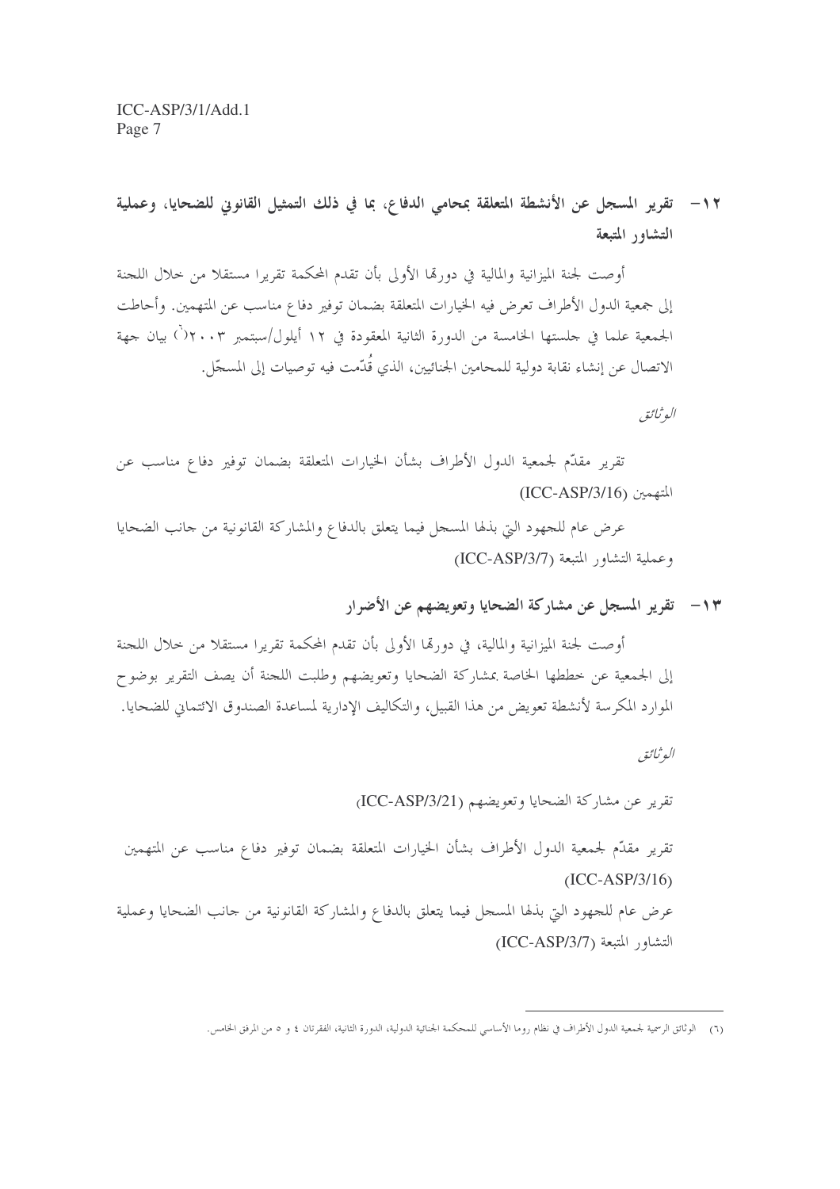## ١٢- تقرير المسجل عن الأنشطة المتعلقة بمحامي الدفاع، بما في ذلك التمثيل القانوني للضحايا، وعملية التشاور المتبعة

أوصت لجنة الميزانية والمالية في دورتها الأولى بأن تقدم المحكمة تقريرا مستقلا من خلال اللجنة إلى جمعية الدول الأطراف تعرض فيه الخيارات المتعلقة بضمان توفير دفاع مناسب عن المتهمين. وأحاطت الجمعية علما في جلستها الخامسة من الدورة الثانية المعقودة في ١٢ أيلول/سبتمبر ٢٠٠٣[٦] بيان جهة الاتصال عن إنشاء نقابة دولية للمحامين الجنائيين، الذي قُدّمت فيه توصيات إلى المسجّل.

*الوثائق*

تقرير مقدّم لجمعية الدول الأطراف بشأن الخيارات المتعلقة بضمان توفير دفاع مناسب عن المتهمين (ICC-ASP/3/16)

عرض عام للجهود التي بذلها المسجل فيما يتعلق بالدفاع والمشاركة القانونية من جانب الضحايا وعملية التشاور المتبعة (ICC-ASP/3/7)

## ١٣- تقرير المسجل عن مشاركة الضحايا وتعويضهم عن الأضرار

أوصت لجنة الميزانية والمالية، في دورتها الأولى، بأن تقدم المحكمة تقريرا مستقلا من خلال اللجنة إلى الجمعية عن خططها الخاصة بمشاركة الضحايا وتعويضهم وطلبت اللجنة أن يصف التقرير بوضوح الموارد المكرسة لأنشطة تعويض من هذا القبيل، والتكاليف الإدارية لمساعدة الصندوق الائتماني للضحايا.

*الوثائق*

تقرير عن مشاركة الضحايا وتعويضهم (ICC-ASP/3/21)

تقرير مقدّم لجمعية الدول الأطراف بشأن الخيارات المتعلقة بضمان توفير دفاع مناسب عن المتهمين (ICC-ASP/3/16)

عرض عام للجهود التي بذلها المسجل فيما يتعلق بالدفاع والمشاركة القانونية من جانب الضحايا وعملية التشاور المتبعة (ICC-ASP/3/7)

---

(٦) الوثائق الرسمية لجمعية الدول الأطراف في نظام روما الأساسي للمحكمة الجنائية الدولية، الدورة الثانية، الفقرتان ٤ و ٥ من المرفق الخامس.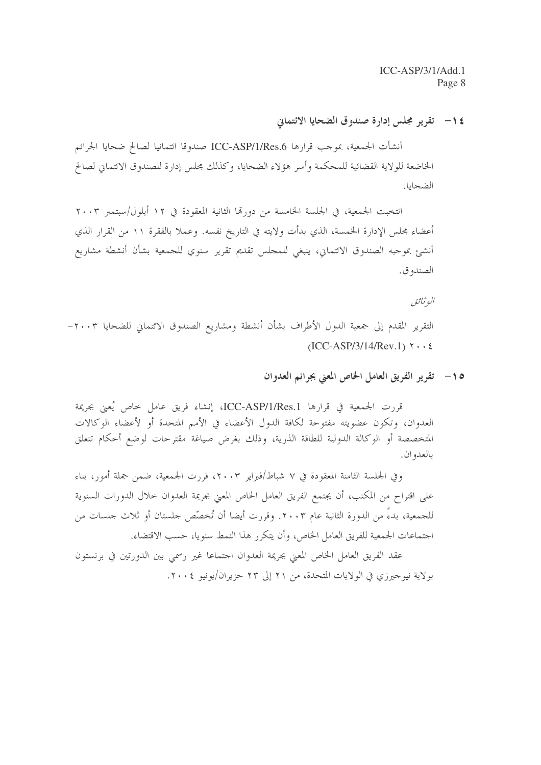## ١٤- تقرير مجلس إدارة صندوق الضحايا الائتماني

أنشأت الجمعية، بموجب قرارها ICC-ASP/1/Res.6 صندوقا ائتمانيا لصالح ضحايا الجرائم الخاضعة للولاية القضائية للمحكمة وأسر هؤلاء الضحايا، وكذلك مجلس إدارة للصندوق الائتماني لصالح الضحايا.

انتخبت الجمعية، في الجلسة الخامسة من دورتها الثانية المعقودة في ١٢ أيلول/سبتمبر ٢٠٠٣ أعضاء مجلس الإدارة الخمسة، الذي بدأت ولايته في التاريخ نفسه. وعملا بالفقرة ١١ من القرار الذي أنشئ بموجبه الصندوق الائتماني، ينبغي للمجلس تقديم تقرير سنوي للجمعية بشأن أنشطة مشاريع الصندوق.

*الوثائق*

التقرير المقدم إلى جمعية الدول الأطراف بشأن أنشطة ومشاريع الصندوق الائتماني للضحايا ٢٠٠٣-٢٠٠٤ (ICC-ASP/3/14/Rev.1)

## ١٥- تقرير الفريق العامل الخاص المعني بجرائم العدوان

قررت الجمعية في قرارها ICC-ASP/1/Res.1، إنشاء فريق عامل خاص يُعنى بجريمة العدوان، وتكون عضويته مفتوحة لكافة الدول الأعضاء في الأمم المتحدة أو لأعضاء الوكالات المتخصصة أو الوكالة الدولية للطاقة الذرية، وذلك بغرض صياغة مقترحات لوضع أحكام تتعلق بالعدوان.

وفي الجلسة الثامنة المعقودة في ٧ شباط/فبراير ٢٠٠٣، قررت الجمعية، ضمن جملة أمور، بناء على اقتراح من المكتب، أن يجتمع الفريق العامل الخاص المعني بجريمة العدوان خلال الدورات السنوية للجمعية، بدءاً من الدورة الثانية عام ٢٠٠٣. وقررت أيضا أن تُخصّص جلستان أو ثلاث جلسات من اجتماعات الجمعية للفريق العامل الخاص، وأن يتكرر هذا النمط سنويا، حسب الاقتضاء.

عقد الفريق العامل الخاص المعني بجريمة العدوان اجتماعا غير رسمي بين الدورتين في برنستون بولاية نيوجيرزي في الولايات المتحدة، من ٢١ إلى ٢٣ حزيران/يونيو ٢٠٠٤.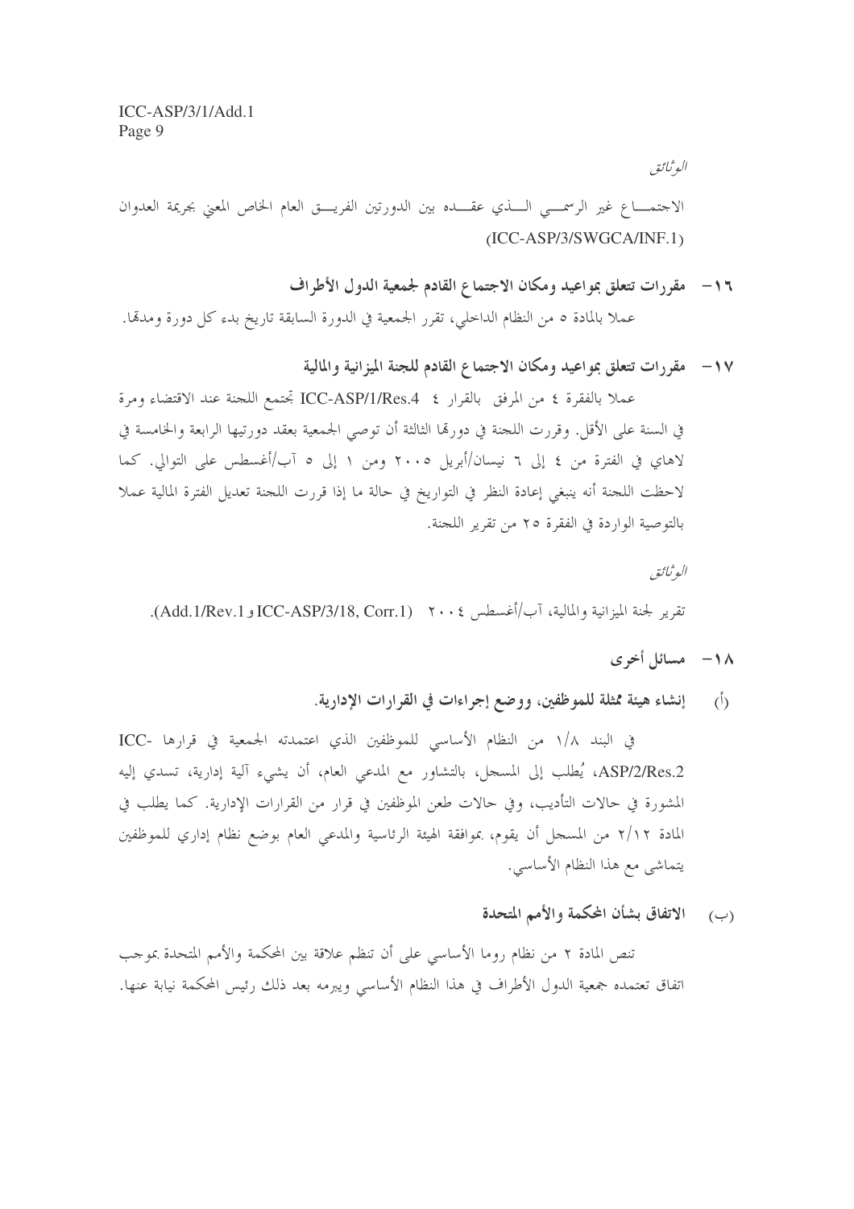*الوثائق*

الاجتماع غير الرسمي الذي عقده بين الدورتين الفريق العام الخاص المعني بجريمة العدوان (ICC-ASP/3/SWGCA/INF.1)

### ١٦- مقررات تتعلق بمواعيد ومكان الاجتماع القادم لجمعية الدول الأطراف

عملا بالمادة ٥ من النظام الداخلي، تقرر الجمعية في الدورة السابقة تاريخ بدء كل دورة ومدتها.

### ١٧- مقررات تتعلق بمواعيد ومكان الاجتماع القادم للجنة الميزانية والمالية

عملا بالفقرة ٤ من المرفق بالقرار ICC-ASP/1/Res.4 تجتمع اللجنة عند الاقتضاء ومرة في السنة على الأقل. وقررت اللجنة في دورتها الثالثة أن توصي الجمعية بعقد دورتيها الرابعة والخامسة في لاهاي في الفترة من ٤ إلى ٦ نيسان/أبريل ٢٠٠٥ ومن ١ إلى ٥ آب/أغسطس على التوالي. كما لاحظت اللجنة أنه ينبغي إعادة النظر في التواريخ في حالة ما إذا قررت اللجنة تعديل الفترة المالية عملا بالتوصية الواردة في الفقرة ٢٥ من تقرير اللجنة.

*الوثائق*

تقرير لجنة الميزانية والمالية، آب/أغسطس ٢٠٠٤ (ICC-ASP/3/18, Corr.1 وAdd.1/Rev.1).

### ١٨- مسائل أخرى

#### (أ) إنشاء هيئة ممثلة للموظفين، ووضع إجراءات في القرارات الإدارية.

في البند ١/٨ من النظام الأساسي للموظفين الذي اعتمدته الجمعية في قرارها ICC-ASP/2/Res.2، يُطلب إلى المسجل، بالتشاور مع المدعي العام، أن يشيء آلية إدارية، تسدي إليه المشورة في حالات التأديب، وفي حالات طعن الموظفين في قرار من القرارات الإدارية. كما يطلب في المادة ٢/١٢ من المسجل أن يقوم، بموافقة الهيئة الرئاسية والمدعي العام بوضع نظام إداري للموظفين يتماشى مع هذا النظام الأساسي.

#### (ب) الاتفاق بشأن المحكمة والأمم المتحدة

تنص المادة ٢ من نظام روما الأساسي على أن تنظم علاقة بين المحكمة والأمم المتحدة بموجب اتفاق تعتمده جمعية الدول الأطراف في هذا النظام الأساسي ويبرمه بعد ذلك رئيس المحكمة نيابة عنها.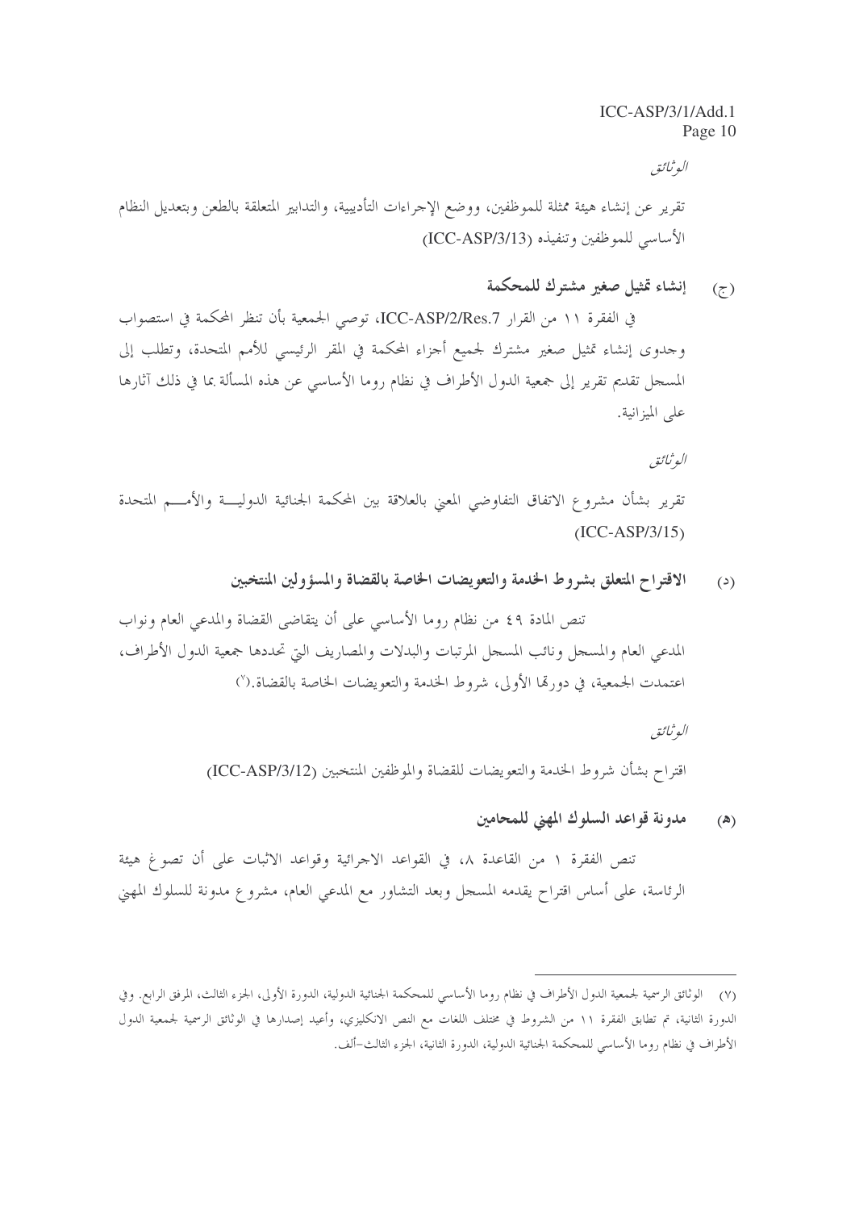*الوثائق*

تقرير عن إنشاء هيئة ممثلة للموظفين، ووضع الإجراءات التأديبية، والتدابير المتعلقة بالطعن وبتعديل النظام الأساسي للموظفين وتنفيذه (ICC-ASP/3/13)

### (ج) إنشاء تمثيل صغير مشترك للمحكمة

في الفقرة ١١ من القرار ICC-ASP/2/Res.7، توصي الجمعية بأن تنظر المحكمة في استصواب وجدوى إنشاء تمثيل صغير مشترك لجميع أجزاء المحكمة في المقر الرئيسي للأمم المتحدة، وتطلب إلى المسجل تقديم تقرير إلى جمعية الدول الأطراف في نظام روما الأساسي عن هذه المسألة بما في ذلك آثارها على الميزانية.

*الوثائق*

تقرير بشأن مشروع الاتفاق التفاوضي المعني بالعلاقة بين المحكمة الجنائية الدولية والأمم المتحدة (ICC-ASP/3/15)

### (د) الاقتراح المتعلق بشروط الخدمة والتعويضات الخاصة بالقضاة والمسؤولين المنتخبين

تنص المادة ٤٩ من نظام روما الأساسي على أن يتقاضى القضاة والمدعي العام ونواب المدعي العام والمسجل ونائب المسجل المرتبات والبدلات والمصاريف التي تحددها جمعية الدول الأطراف، اعتمدت الجمعية، في دورتها الأولى، شروط الخدمة والتعويضات الخاصة بالقضاة.(٧)

*الوثائق*

اقتراح بشأن شروط الخدمة والتعويضات للقضاة والموظفين المنتخبين (ICC-ASP/3/12)

### (هـ) مدونة قواعد السلوك المهني للمحامين

تنص الفقرة ١ من القاعدة ٨، في القواعد الاجرائية وقواعد الاثبات على أن تصوغ هيئة الرئاسة، على أساس اقتراح يقدمه المسجل وبعد التشاور مع المدعي العام، مشروع مدونة للسلوك المهني

---

(٧) الوثائق الرسمية لجمعية الدول الأطراف في نظام روما الأساسي للمحكمة الجنائية الدولية، الدورة الأولى، الجزء الثالث، المرفق الرابع. وفي الدورة الثانية، تم تطابق الفقرة ١١ من الشروط في مختلف اللغات مع النص الانكليزي، وأعيد إصدارها في الوثائق الرسمية لجمعية الدول الأطراف في نظام روما الأساسي للمحكمة الجنائية الدولية، الدورة الثانية، الجزء الثالث-ألف.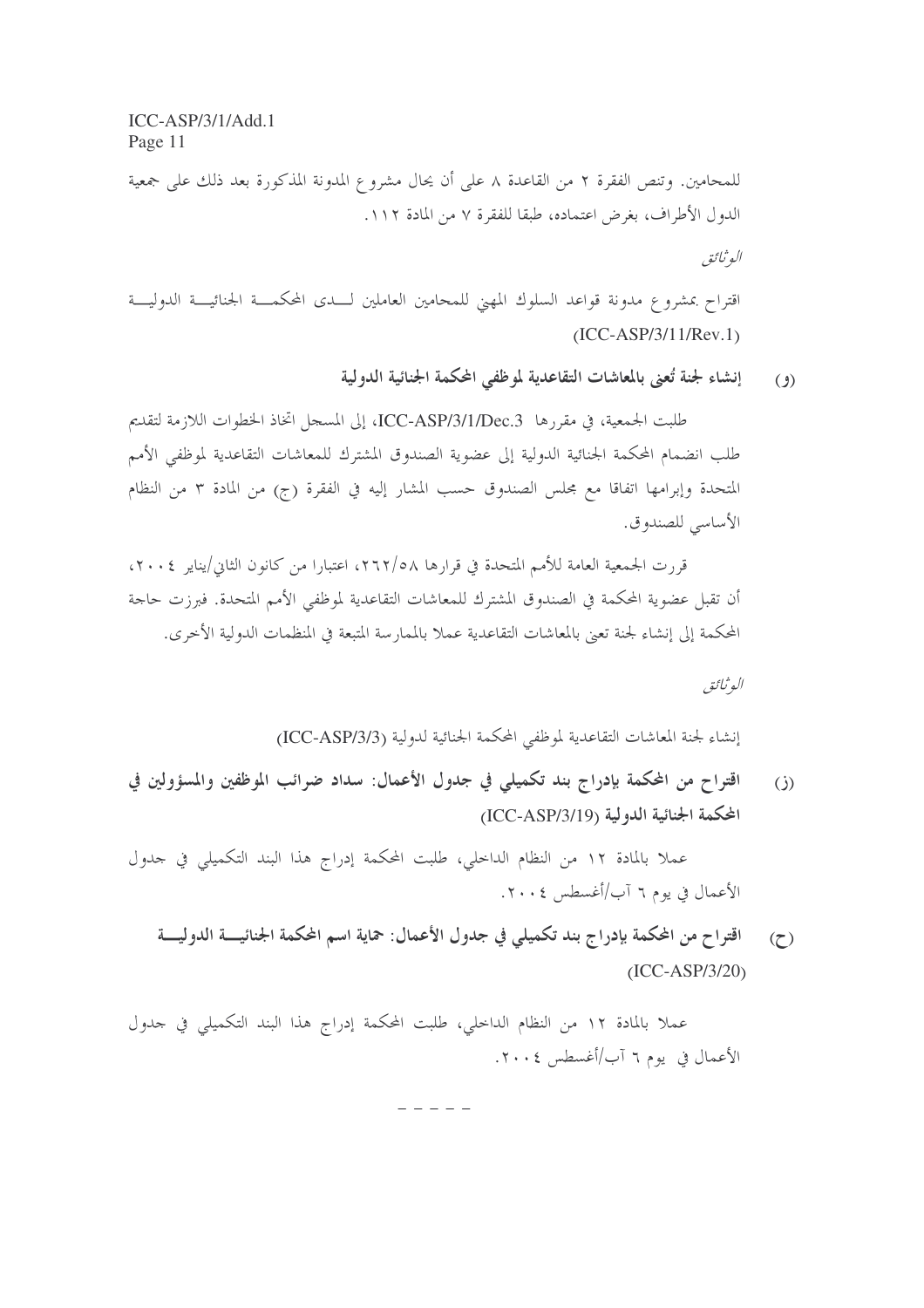للمحامين. وتنص الفقرة ٢ من القاعدة ٨ على أن يحال مشروع المدونة المذكورة بعد ذلك على جمعية الدول الأطراف، بغرض اعتماده، طبقا للفقرة ٧ من المادة ١١٢.

*الوثائق*

اقتراح بمشروع مدونة قواعد السلوك المهني للمحامين العاملين لدى المحكمة الجنائية الدولية (ICC-ASP/3/11/Rev.1)

**(و) إنشاء لجنة تُعنى بالمعاشات التقاعدية لموظفي المحكمة الجنائية الدولية**

طلبت الجمعية، في مقررها ICC-ASP/3/1/Dec.3، إلى المسجل اتخاذ الخطوات اللازمة لتقديم طلب انضمام المحكمة الجنائية الدولية إلى عضوية الصندوق المشترك للمعاشات التقاعدية لموظفي الأمم المتحدة وإبرامها اتفاقا مع مجلس الصندوق حسب المشار إليه في الفقرة (ج) من المادة ٣ من النظام الأساسي للصندوق.

قررت الجمعية العامة للأمم المتحدة في قرارها ٢٦٢/٥٨، اعتبارا من كانون الثاني/يناير ٢٠٠٤، أن تقبل عضوية المحكمة في الصندوق المشترك للمعاشات التقاعدية لموظفي الأمم المتحدة. فبرزت حاجة المحكمة إلى إنشاء لجنة تعنى بالمعاشات التقاعدية عملا بالممارسة المتبعة في المنظمات الدولية الأخرى.

*الوثائق*

إنشاء لجنة المعاشات التقاعدية لموظفي المحكمة الجنائية لدولية (ICC-ASP/3/3)

**(ز) اقتراح من المحكمة بإدراج بند تكميلي في جدول الأعمال: سداد ضرائب الموظفين والمسؤولين في المحكمة الجنائية الدولية (ICC-ASP/3/19)**

عملا بالمادة ١٢ من النظام الداخلي، طلبت المحكمة إدراج هذا البند التكميلي في جدول الأعمال في يوم ٦ آب/أغسطس ٢٠٠٤.

**(ح) اقتراح من المحكمة بإدراج بند تكميلي في جدول الأعمال: حماية اسم المحكمة الجنائية الدولية (ICC-ASP/3/20)**

عملا بالمادة ١٢ من النظام الداخلي، طلبت المحكمة إدراج هذا البند التكميلي في جدول الأعمال في يوم ٦ آب/أغسطس ٢٠٠٤.

- - - - -